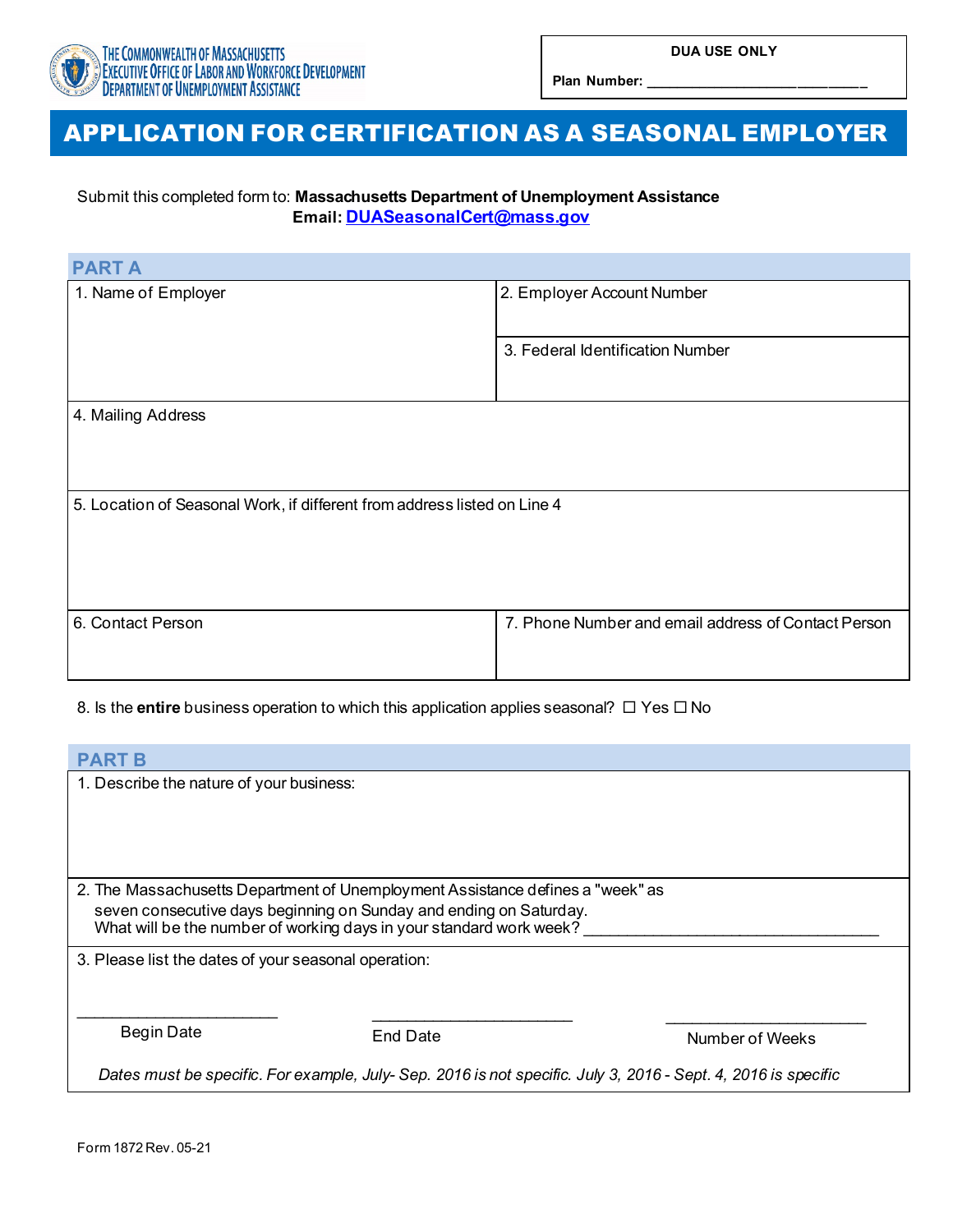THE COMMONWEALTH OF MASSACHUSETTS
EXECUTIVE OFFICE OF LABOR AND WORKFORCE DEVELOPMENT
DEPARTMENT OF UNEMPLOYMENT ASSISTANCE

| DUA USE ONLY |
|---|
| Plan Number: ___________________________ |

# APPLICATION FOR CERTIFICATION AS A SEASONAL EMPLOYER

Submit this completed form to: **Massachusetts Department of Unemployment Assistance**
**Email: DUASeasonalCert@mass.gov**

## PART A

| 1. Name of Employer | 2. Employer Account Number |
|---|---|
| | 3. Federal Identification Number |

| 4. Mailing Address |
|---|

| 5. Location of Seasonal Work, if different from address listed on Line 4 |
|---|

| 6. Contact Person | 7. Phone Number and email address of Contact Person |
|---|---|

8. Is the **entire** business operation to which this application applies seasonal? ☐ Yes ☐ No

## PART B

| 1. Describe the nature of your business: |
|---|

2. The Massachusetts Department of Unemployment Assistance defines a "week" as seven consecutive days beginning on Sunday and ending on Saturday.
What will be the number of working days in your standard work week? ___________________________________

3. Please list the dates of your seasonal operation:

| _______________________ | _______________________ | _______________________ |
|---|---|---|
| Begin Date | End Date | Number of Weeks |

*Dates must be specific. For example, July- Sep. 2016 is not specific. July 3, 2016 - Sept. 4, 2016 is specific*

Form 1872 Rev. 05-21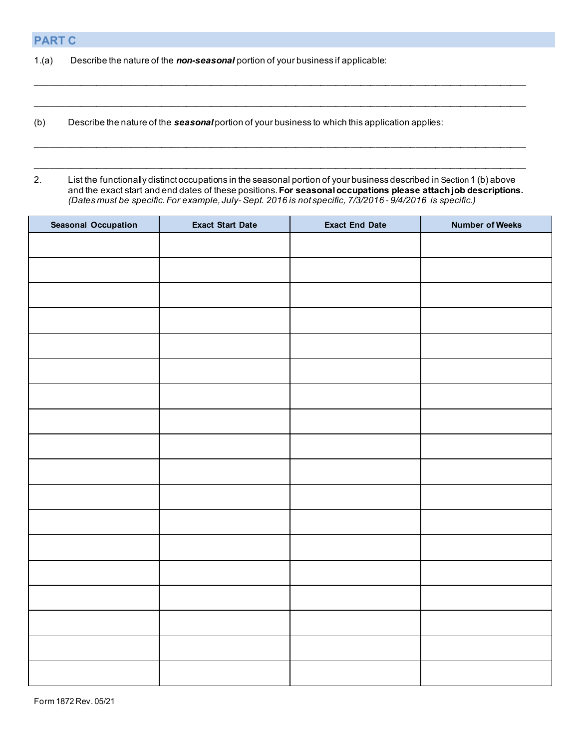## PART C

1.(a) Describe the nature of the ***non-seasonal*** portion of your business if applicable:

_______________________________________________________________________________________________

_______________________________________________________________________________________________

(b) Describe the nature of the ***seasonal*** portion of your business to which this application applies:

_______________________________________________________________________________________________

_______________________________________________________________________________________________

2. List the functionally distinct occupations in the seasonal portion of your business described in Section 1 (b) above and the exact start and end dates of these positions. **For seasonal occupations please attach job descriptions.** *(Dates must be specific. For example, July- Sept. 2016 is not specific, 7/3/2016 - 9/4/2016 is specific.)*

| Seasonal Occupation | Exact Start Date | Exact End Date | Number of Weeks |
|---|---|---|---|
| | | | |
| | | | |
| | | | |
| | | | |
| | | | |
| | | | |
| | | | |
| | | | |
| | | | |
| | | | |
| | | | |
| | | | |
| | | | |
| | | | |
| | | | |
| | | | |
| | | | |
| | | | |

Form 1872 Rev. 05/21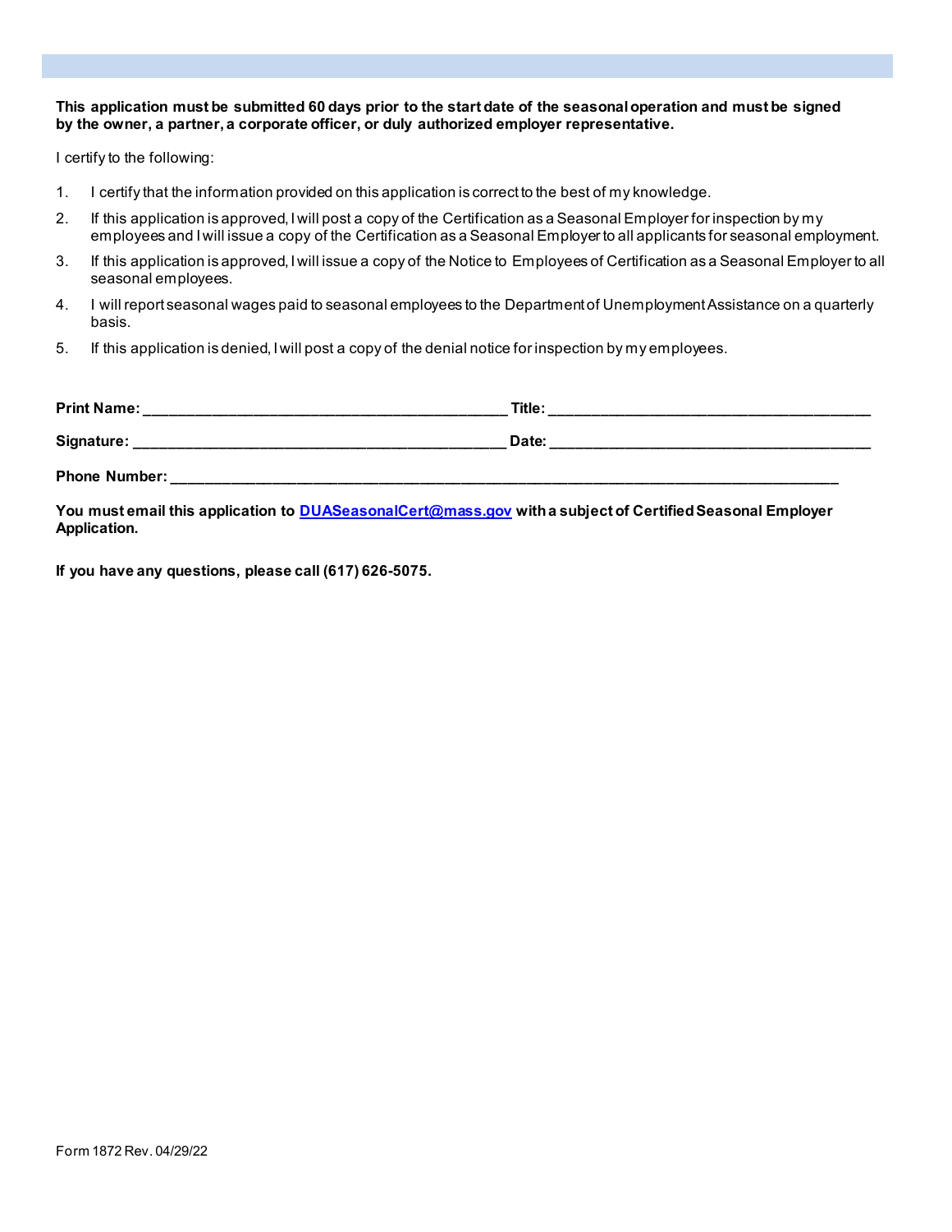**This application must be submitted 60 days prior to the start date of the seasonal operation and must be signed by the owner, a partner, a corporate officer, or duly authorized employer representative.**

I certify to the following:

1. I certify that the information provided on this application is correct to the best of my knowledge.
2. If this application is approved, I will post a copy of the Certification as a Seasonal Employer for inspection by my employees and I will issue a copy of the Certification as a Seasonal Employer to all applicants for seasonal employment.
3. If this application is approved, I will issue a copy of the Notice to Employees of Certification as a Seasonal Employer to all seasonal employees.
4. I will report seasonal wages paid to seasonal employees to the Department of Unemployment Assistance on a quarterly basis.
5. If this application is denied, I will post a copy of the denial notice for inspection by my employees.

**Print Name:** ____________________________________________ **Title:** ________________________________________

**Signature:** ____________________________________________ **Date:** ________________________________________

**Phone Number:** ____________________________________________________________________________________

**You must email this application to [DUASeasonalCert@mass.gov](mailto:DUASeasonalCert@mass.gov) with a subject of Certified Seasonal Employer Application.**

**If you have any questions, please call (617) 626-5075.**

Form 1872 Rev. 04/29/22